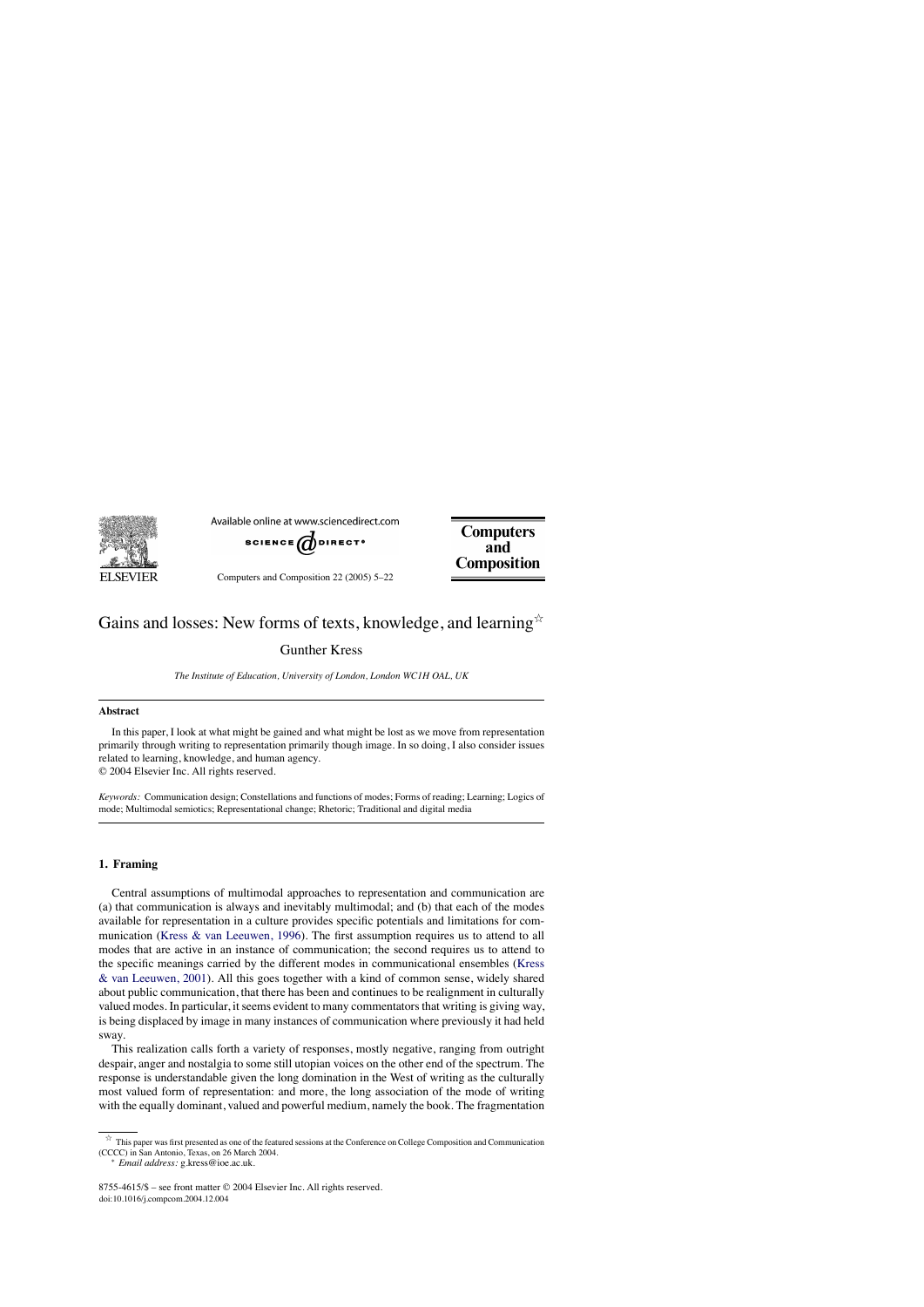# Gains and losses: New forms of texts, knowledge, and learning[☆]

Gunther Kress

*The Institute of Education, University of London, London WC1H OAL, UK*

**Abstract**

In this paper, I look at what might be gained and what might be lost as we move from representation primarily through writing to representation primarily though image. In so doing, I also consider issues related to learning, knowledge, and human agency.
© 2004 Elsevier Inc. All rights reserved.

*Keywords:* Communication design; Constellations and functions of modes; Forms of reading; Learning; Logics of mode; Multimodal semiotics; Representational change; Rhetoric; Traditional and digital media

## 1. Framing

Central assumptions of multimodal approaches to representation and communication are (a) that communication is always and inevitably multimodal; and (b) that each of the modes available for representation in a culture provides specific potentials and limitations for communication (Kress & van Leeuwen, 1996). The first assumption requires us to attend to all modes that are active in an instance of communication; the second requires us to attend to the specific meanings carried by the different modes in communicational ensembles (Kress & van Leeuwen, 2001). All this goes together with a kind of common sense, widely shared about public communication, that there has been and continues to be realignment in culturally valued modes. In particular, it seems evident to many commentators that writing is giving way, is being displaced by image in many instances of communication where previously it had held sway.

This realization calls forth a variety of responses, mostly negative, ranging from outright despair, anger and nostalgia to some still utopian voices on the other end of the spectrum. The response is understandable given the long domination in the West of writing as the culturally most valued form of representation: and more, the long association of the mode of writing with the equally dominant, valued and powerful medium, namely the book. The fragmentation

---

[☆] This paper was first presented as one of the featured sessions at the Conference on College Composition and Communication (CCCC) in San Antonio, Texas, on 26 March 2004.

[*] *Email address:* g.kress@ioe.ac.uk.

8755-4615/$ – see front matter © 2004 Elsevier Inc. All rights reserved.
doi:10.1016/j.compcom.2004.12.004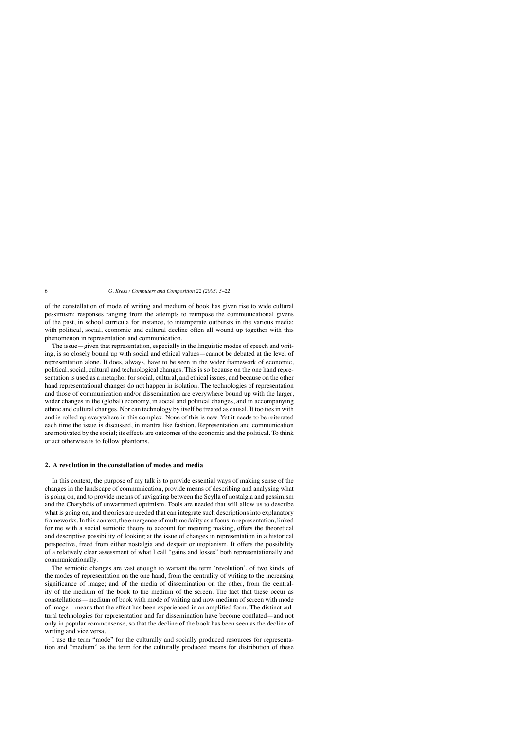of the constellation of mode of writing and medium of book has given rise to wide cultural pessimism: responses ranging from the attempts to reimpose the communicational givens of the past, in school curricula for instance, to intemperate outbursts in the various media; with political, social, economic and cultural decline often all wound up together with this phenomenon in representation and communication.

The issue—given that representation, especially in the linguistic modes of speech and writing, is so closely bound up with social and ethical values—cannot be debated at the level of representation alone. It does, always, have to be seen in the wider framework of economic, political, social, cultural and technological changes. This is so because on the one hand representation is used as a metaphor for social, cultural, and ethical issues, and because on the other hand representational changes do not happen in isolation. The technologies of representation and those of communication and/or dissemination are everywhere bound up with the larger, wider changes in the (global) economy, in social and political changes, and in accompanying ethnic and cultural changes. Nor can technology by itself be treated as causal. It too ties in with and is rolled up everywhere in this complex. None of this is new. Yet it needs to be reiterated each time the issue is discussed, in mantra like fashion. Representation and communication are motivated by the social; its effects are outcomes of the economic and the political. To think or act otherwise is to follow phantoms.

## 2. A revolution in the constellation of modes and media

In this context, the purpose of my talk is to provide essential ways of making sense of the changes in the landscape of communication, provide means of describing and analysing what is going on, and to provide means of navigating between the Scylla of nostalgia and pessimism and the Charybdis of unwarranted optimism. Tools are needed that will allow us to describe what is going on, and theories are needed that can integrate such descriptions into explanatory frameworks. In this context, the emergence of multimodality as a focus in representation, linked for me with a social semiotic theory to account for meaning making, offers the theoretical and descriptive possibility of looking at the issue of changes in representation in a historical perspective, freed from either nostalgia and despair or utopianism. It offers the possibility of a relatively clear assessment of what I call "gains and losses" both representationally and communicationally.

The semiotic changes are vast enough to warrant the term 'revolution', of two kinds; of the modes of representation on the one hand, from the centrality of writing to the increasing significance of image; and of the media of dissemination on the other, from the centrality of the medium of the book to the medium of the screen. The fact that these occur as constellations—medium of book with mode of writing and now medium of screen with mode of image—means that the effect has been experienced in an amplified form. The distinct cultural technologies for representation and for dissemination have become conflated—and not only in popular commonsense, so that the decline of the book has been seen as the decline of writing and vice versa.

I use the term "mode" for the culturally and socially produced resources for representation and "medium" as the term for the culturally produced means for distribution of these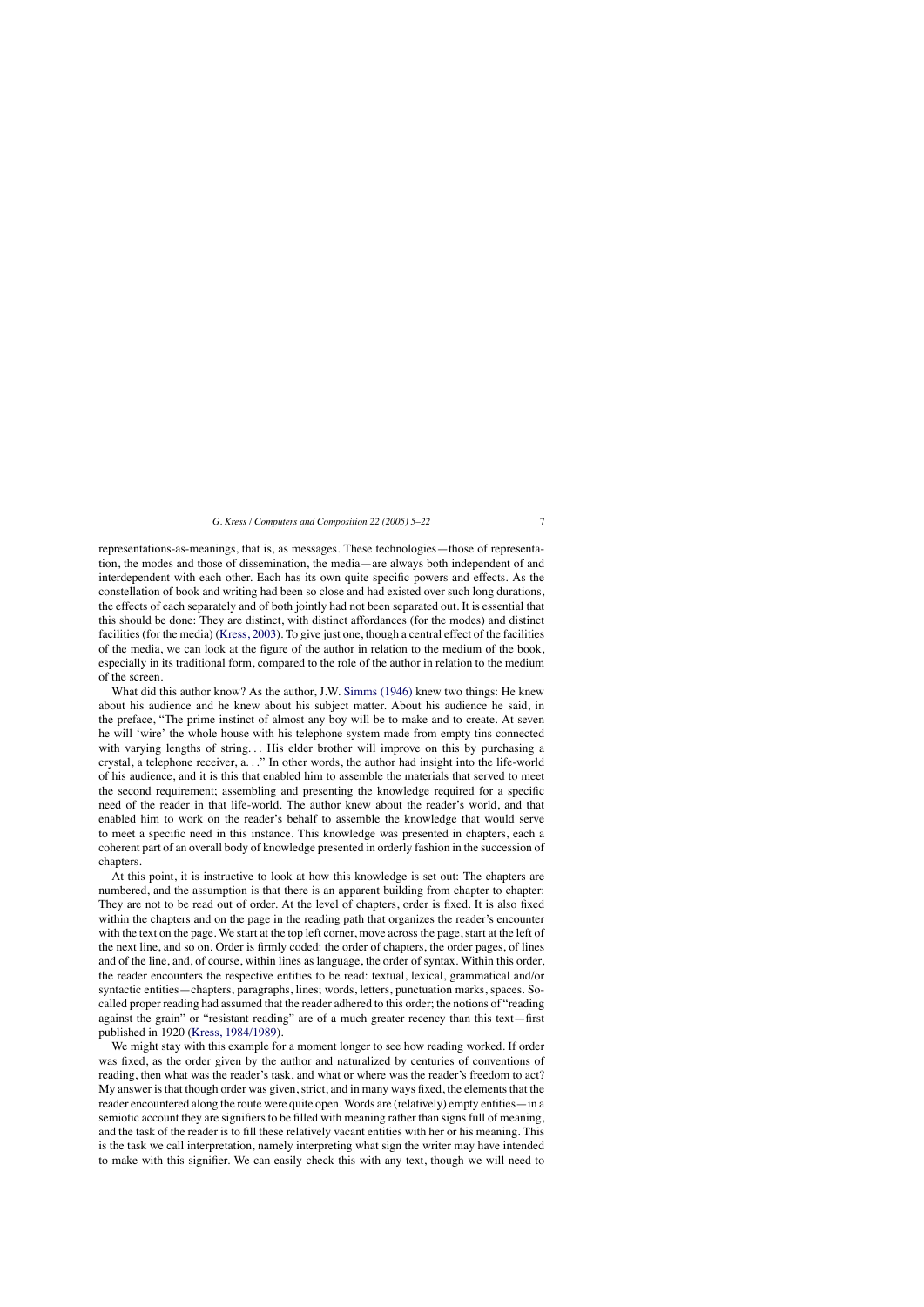representations-as-meanings, that is, as messages. These technologies—those of representation, the modes and those of dissemination, the media—are always both independent of and interdependent with each other. Each has its own quite specific powers and effects. As the constellation of book and writing had been so close and had existed over such long durations, the effects of each separately and of both jointly had not been separated out. It is essential that this should be done: They are distinct, with distinct affordances (for the modes) and distinct facilities (for the media) (Kress, 2003). To give just one, though a central effect of the facilities of the media, we can look at the figure of the author in relation to the medium of the book, especially in its traditional form, compared to the role of the author in relation to the medium of the screen.

What did this author know? As the author, J.W. Simms (1946) knew two things: He knew about his audience and he knew about his subject matter. About his audience he said, in the preface, "The prime instinct of almost any boy will be to make and to create. At seven he will 'wire' the whole house with his telephone system made from empty tins connected with varying lengths of string... His elder brother will improve on this by purchasing a crystal, a telephone receiver, a..." In other words, the author had insight into the life-world of his audience, and it is this that enabled him to assemble the materials that served to meet the second requirement; assembling and presenting the knowledge required for a specific need of the reader in that life-world. The author knew about the reader's world, and that enabled him to work on the reader's behalf to assemble the knowledge that would serve to meet a specific need in this instance. This knowledge was presented in chapters, each a coherent part of an overall body of knowledge presented in orderly fashion in the succession of chapters.

At this point, it is instructive to look at how this knowledge is set out: The chapters are numbered, and the assumption is that there is an apparent building from chapter to chapter: They are not to be read out of order. At the level of chapters, order is fixed. It is also fixed within the chapters and on the page in the reading path that organizes the reader's encounter with the text on the page. We start at the top left corner, move across the page, start at the left of the next line, and so on. Order is firmly coded: the order of chapters, the order pages, of lines and of the line, and, of course, within lines as language, the order of syntax. Within this order, the reader encounters the respective entities to be read: textual, lexical, grammatical and/or syntactic entities—chapters, paragraphs, lines; words, letters, punctuation marks, spaces. So-called proper reading had assumed that the reader adhered to this order; the notions of "reading against the grain" or "resistant reading" are of a much greater recency than this text—first published in 1920 (Kress, 1984/1989).

We might stay with this example for a moment longer to see how reading worked. If order was fixed, as the order given by the author and naturalized by centuries of conventions of reading, then what was the reader's task, and what or where was the reader's freedom to act? My answer is that though order was given, strict, and in many ways fixed, the elements that the reader encountered along the route were quite open. Words are (relatively) empty entities—in a semiotic account they are signifiers to be filled with meaning rather than signs full of meaning, and the task of the reader is to fill these relatively vacant entities with her or his meaning. This is the task we call interpretation, namely interpreting what sign the writer may have intended to make with this signifier. We can easily check this with any text, though we will need to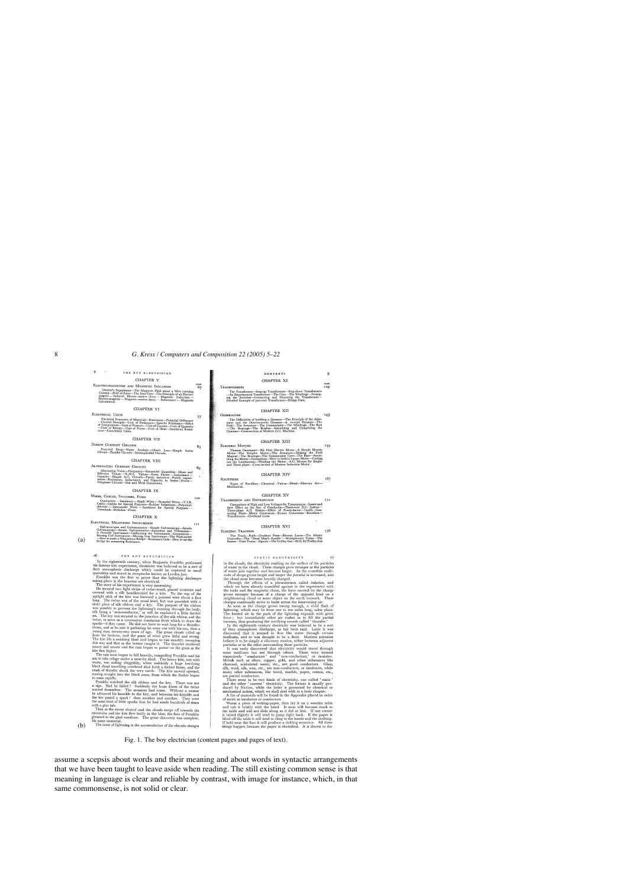Fig. 1. The boy electrician (content pages and pages of text).

assume a scepsis about words and their meaning and about words in syntactic arrangements that we have been taught to leave aside when reading. The still existing common sense is that meaning in language is clear and reliable by contrast, with image for instance, which, in that same commonsense, is not solid or clear.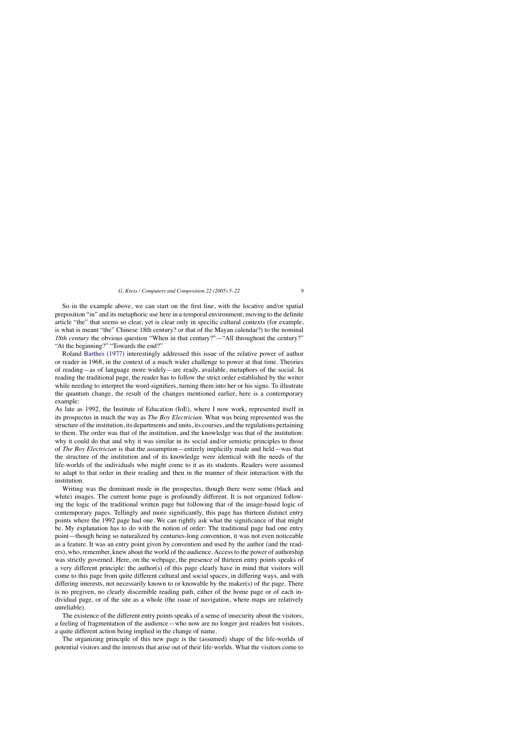So in the example above, we can start on the first line, with the locative and/or spatial preposition "in" and its metaphoric use here in a temporal environment; moving to the definite article "the" that seems so clear, yet is clear only in specific cultural contexts (for example, is what is meant "the" Chinese 18th century? or that of the Mayan calendar?) to the nominal *18th century* the obvious question "When in that century?"—"All throughout the century?" "At the beginning?" "Towards the end?"

Roland Barthes (1977) interestingly addressed this issue of the relative power of author or reader in 1968, in the context of a much wider challenge to power at that time. Theories of reading—as of language more widely—are ready, available, metaphors of the social. In reading the traditional page, the reader has to follow the strict order established by the writer while needing to interpret the word-signifiers, turning them into her or his signs. To illustrate the quantum change, the result of the changes mentioned earlier, here is a contemporary example:

As late as 1992, the Institute of Education (IoE), where I now work, represented itself in its prospectus in much the way as *The Boy Electrician*. What was being represented was the structure of the institution, its departments and units, its courses, and the regulations pertaining to them. The order was that of the institution, and the knowledge was that of the institution: why it could do that and why it was similar in its social and/or semiotic principles to those of *The Boy Electrician* is that the assumption—entirely implicitly made and held—was that the structure of the institution and of its knowledge were identical with the needs of the life-worlds of the individuals who might come to it as its students. Readers were assumed to adapt to that order in their reading and then in the manner of their interaction with the institution.

Writing was the dominant mode in the prospectus, though there were some (black and white) images. The current home page is profoundly different. It is not organized following the logic of the traditional written page but following that of the image-based logic of contemporary pages. Tellingly and more significantly, this page has thirteen distinct entry points where the 1992 page had one. We can rightly ask what the significance of that might be. My explanation has to do with the notion of order: The traditional page had one entry point—though being so naturalized by centuries-long convention, it was not even noticeable as a feature. It was an entry point given by convention and used by the author (and the readers), who, remember, knew about the world of the audience. Access to the power of authorship was strictly governed. Here, on the webpage, the presence of thirteen entry points speaks of a very different principle: the author(s) of this page clearly have in mind that visitors will come to this page from quite different cultural and social spaces, in differing ways, and with differing interests, not necessarily known to or knowable by the maker(s) of the page. There is no pregiven, no clearly discernible reading path, either of the home page or of each individual page, or of the site as a whole (the issue of navigation, where maps are relatively unreliable).

The existence of the different entry points speaks of a sense of insecurity about the visitors, a feeling of fragmentation of the audience—who now are no longer just readers but visitors, a quite different action being implied in the change of name.

The organizing principle of this new page is the (assumed) shape of the life-worlds of potential visitors and the interests that arise out of their life-worlds. What the visitors come to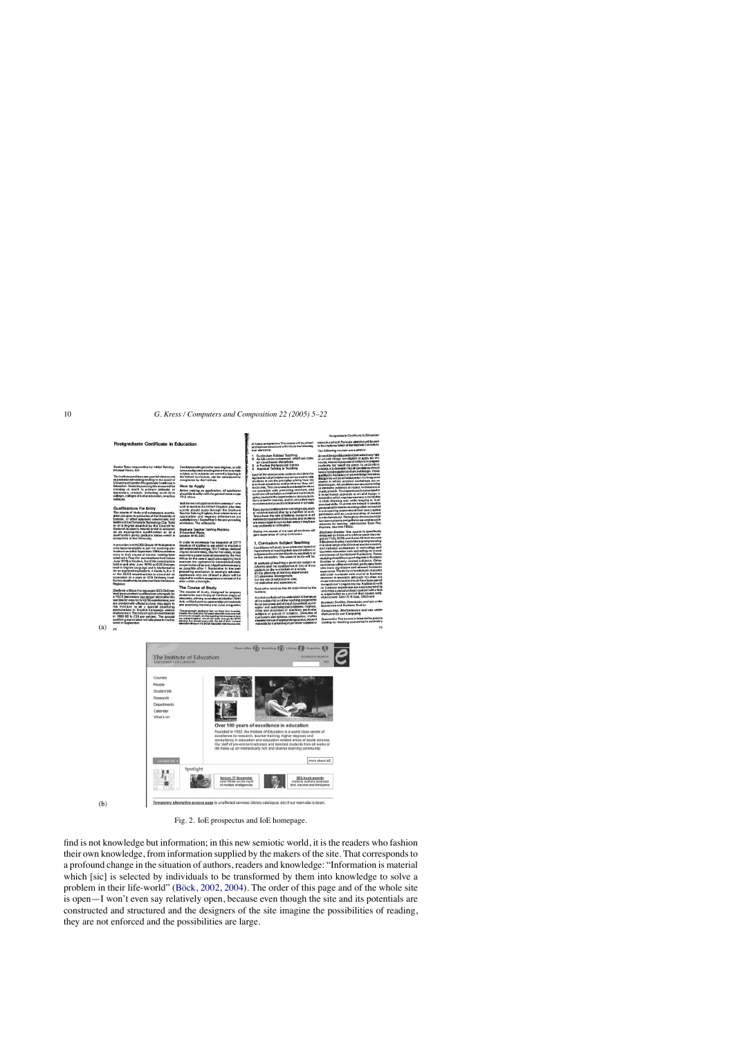Fig. 2. IoE prospectus and IoE homepage.

find is not knowledge but information; in this new semiotic world, it is the readers who fashion their own knowledge, from information supplied by the makers of the site. That corresponds to a profound change in the situation of authors, readers and knowledge: "Information is material which [sic] is selected by individuals to be transformed by them into knowledge to solve a problem in their life-world" (Böck, 2002, 2004). The order of this page and of the whole site is open—I won't even say relatively open, because even though the site and its potentials are constructed and structured and the designers of the site imagine the possibilities of reading, they are not enforced and the possibilities are large.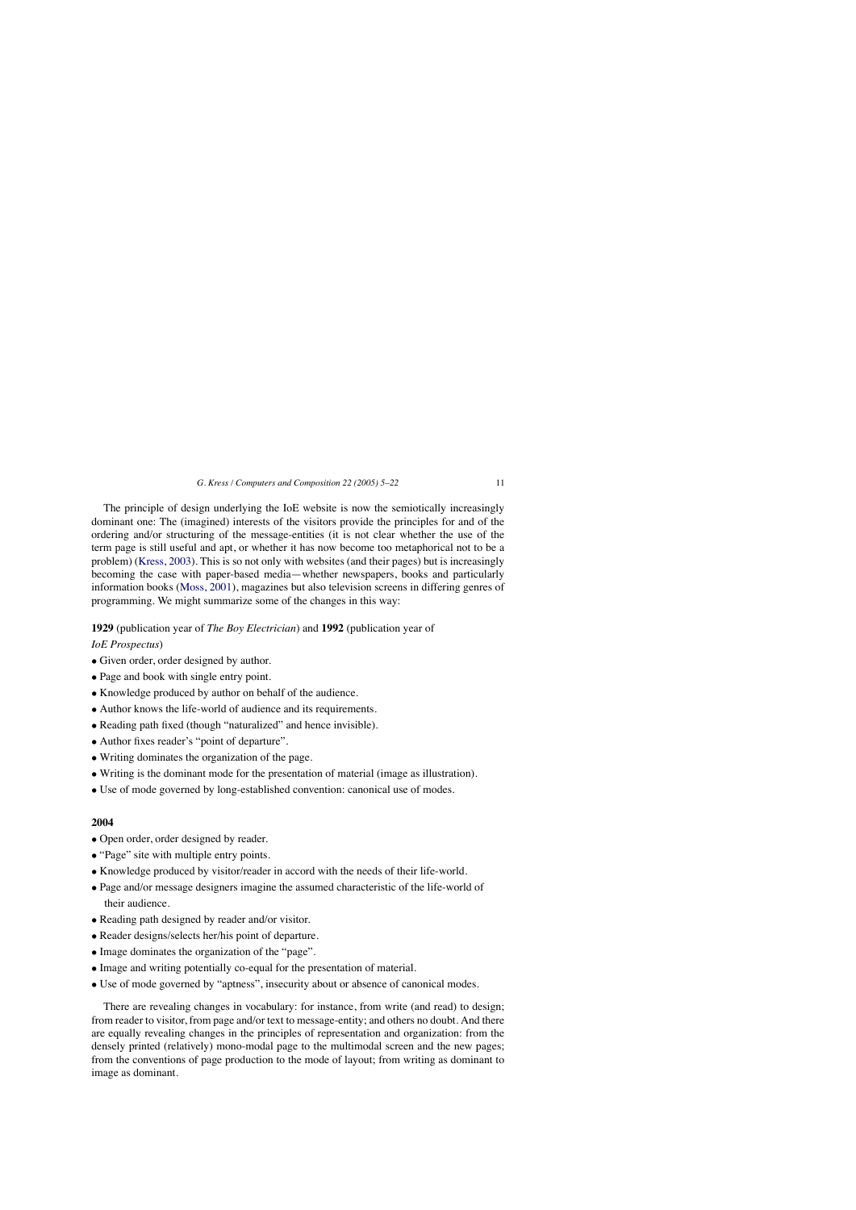The principle of design underlying the IoE website is now the semiotically increasingly dominant one: The (imagined) interests of the visitors provide the principles for and of the ordering and/or structuring of the message-entities (it is not clear whether the use of the term page is still useful and apt, or whether it has now become too metaphorical not to be a problem) (Kress, 2003). This is so not only with websites (and their pages) but is increasingly becoming the case with paper-based media—whether newspapers, books and particularly information books (Moss, 2001), magazines but also television screens in differing genres of programming. We might summarize some of the changes in this way:

**1929** (publication year of *The Boy Electrician*) and **1992** (publication year of *IoE Prospectus*)

- Given order, order designed by author.
- Page and book with single entry point.
- Knowledge produced by author on behalf of the audience.
- Author knows the life-world of audience and its requirements.
- Reading path fixed (though "naturalized" and hence invisible).
- Author fixes reader's "point of departure".
- Writing dominates the organization of the page.
- Writing is the dominant mode for the presentation of material (image as illustration).
- Use of mode governed by long-established convention: canonical use of modes.

**2004**

- Open order, order designed by reader.
- "Page" site with multiple entry points.
- Knowledge produced by visitor/reader in accord with the needs of their life-world.
- Page and/or message designers imagine the assumed characteristic of the life-world of their audience.
- Reading path designed by reader and/or visitor.
- Reader designs/selects her/his point of departure.
- Image dominates the organization of the "page".
- Image and writing potentially co-equal for the presentation of material.
- Use of mode governed by "aptness", insecurity about or absence of canonical modes.

There are revealing changes in vocabulary: for instance, from write (and read) to design; from reader to visitor, from page and/or text to message-entity; and others no doubt. And there are equally revealing changes in the principles of representation and organization: from the densely printed (relatively) mono-modal page to the multimodal screen and the new pages; from the conventions of page production to the mode of layout; from writing as dominant to image as dominant.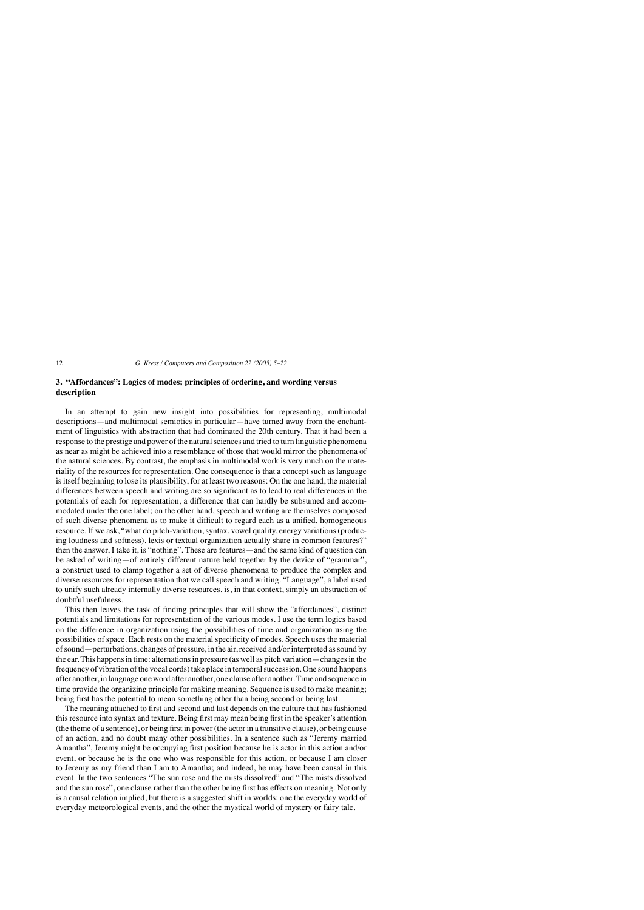## 3. "Affordances": Logics of modes; principles of ordering, and wording versus description

In an attempt to gain new insight into possibilities for representing, multimodal descriptions—and multimodal semiotics in particular—have turned away from the enchantment of linguistics with abstraction that had dominated the 20th century. That it had been a response to the prestige and power of the natural sciences and tried to turn linguistic phenomena as near as might be achieved into a resemblance of those that would mirror the phenomena of the natural sciences. By contrast, the emphasis in multimodal work is very much on the materiality of the resources for representation. One consequence is that a concept such as language is itself beginning to lose its plausibility, for at least two reasons: On the one hand, the material differences between speech and writing are so significant as to lead to real differences in the potentials of each for representation, a difference that can hardly be subsumed and accommodated under the one label; on the other hand, speech and writing are themselves composed of such diverse phenomena as to make it difficult to regard each as a unified, homogeneous resource. If we ask, "what do pitch-variation, syntax, vowel quality, energy variations (producing loudness and softness), lexis or textual organization actually share in common features?" then the answer, I take it, is "nothing". These are features—and the same kind of question can be asked of writing—of entirely different nature held together by the device of "grammar", a construct used to clamp together a set of diverse phenomena to produce the complex and diverse resources for representation that we call speech and writing. "Language", a label used to unify such already internally diverse resources, is, in that context, simply an abstraction of doubtful usefulness.

This then leaves the task of finding principles that will show the "affordances", distinct potentials and limitations for representation of the various modes. I use the term logics based on the difference in organization using the possibilities of time and organization using the possibilities of space. Each rests on the material specificity of modes. Speech uses the material of sound—perturbations, changes of pressure, in the air, received and/or interpreted as sound by the ear. This happens in time: alternations in pressure (as well as pitch variation—changes in the frequency of vibration of the vocal cords) take place in temporal succession. One sound happens after another, in language one word after another, one clause after another. Time and sequence in time provide the organizing principle for making meaning. Sequence is used to make meaning; being first has the potential to mean something other than being second or being last.

The meaning attached to first and second and last depends on the culture that has fashioned this resource into syntax and texture. Being first may mean being first in the speaker's attention (the theme of a sentence), or being first in power (the actor in a transitive clause), or being cause of an action, and no doubt many other possibilities. In a sentence such as "Jeremy married Amantha", Jeremy might be occupying first position because he is actor in this action and/or event, or because he is the one who was responsible for this action, or because I am closer to Jeremy as my friend than I am to Amantha; and indeed, he may have been causal in this event. In the two sentences "The sun rose and the mists dissolved" and "The mists dissolved and the sun rose", one clause rather than the other being first has effects on meaning: Not only is a causal relation implied, but there is a suggested shift in worlds: one the everyday world of everyday meteorological events, and the other the mystical world of mystery or fairy tale.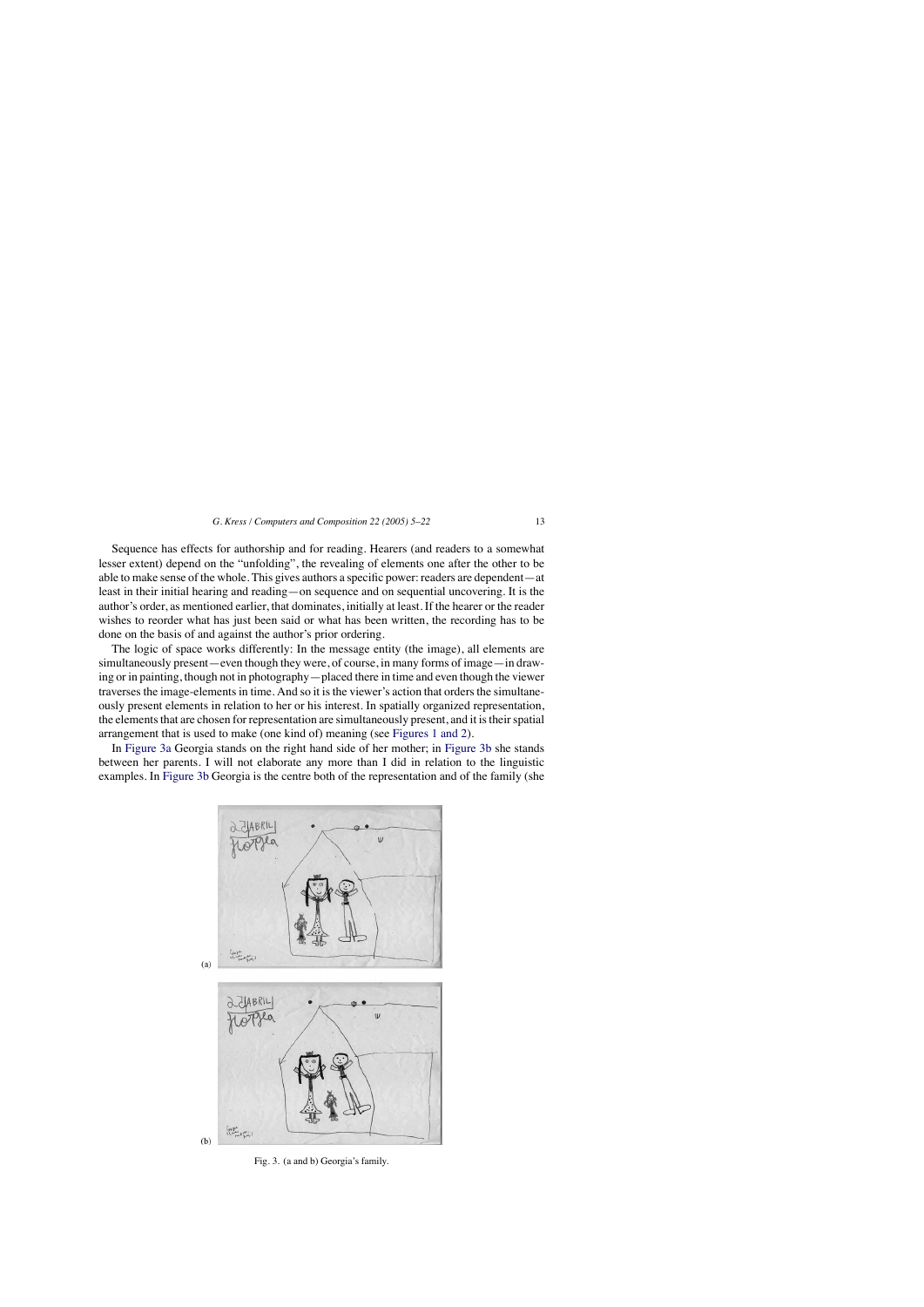Sequence has effects for authorship and for reading. Hearers (and readers to a somewhat lesser extent) depend on the "unfolding", the revealing of elements one after the other to be able to make sense of the whole. This gives authors a specific power: readers are dependent—at least in their initial hearing and reading—on sequence and on sequential uncovering. It is the author's order, as mentioned earlier, that dominates, initially at least. If the hearer or the reader wishes to reorder what has just been said or what has been written, the recording has to be done on the basis of and against the author's prior ordering.

The logic of space works differently: In the message entity (the image), all elements are simultaneously present—even though they were, of course, in many forms of image—in drawing or in painting, though not in photography—placed there in time and even though the viewer traverses the image-elements in time. And so it is the viewer's action that orders the simultaneously present elements in relation to her or his interest. In spatially organized representation, the elements that are chosen for representation are simultaneously present, and it is their spatial arrangement that is used to make (one kind of) meaning (see Figures 1 and 2).

In Figure 3a Georgia stands on the right hand side of her mother; in Figure 3b she stands between her parents. I will not elaborate any more than I did in relation to the linguistic examples. In Figure 3b Georgia is the centre both of the representation and of the family (she

Fig. 3. (a and b) Georgia's family.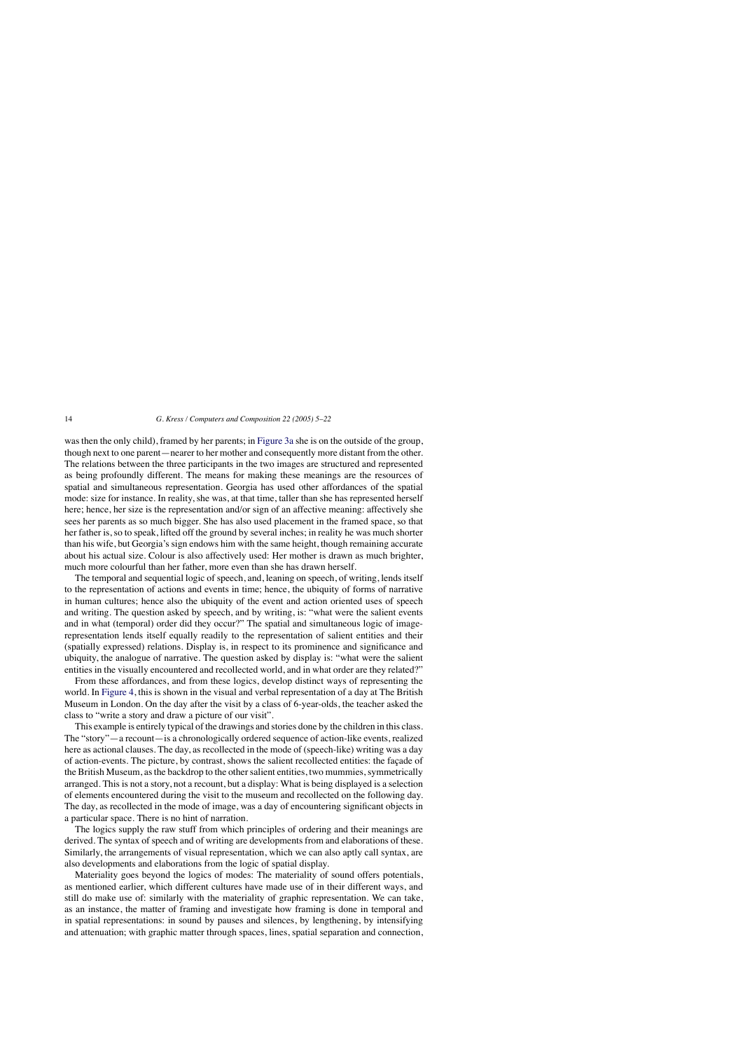was then the only child), framed by her parents; in Figure 3a she is on the outside of the group, though next to one parent—nearer to her mother and consequently more distant from the other. The relations between the three participants in the two images are structured and represented as being profoundly different. The means for making these meanings are the resources of spatial and simultaneous representation. Georgia has used other affordances of the spatial mode: size for instance. In reality, she was, at that time, taller than she has represented herself here; hence, her size is the representation and/or sign of an affective meaning: affectively she sees her parents as so much bigger. She has also used placement in the framed space, so that her father is, so to speak, lifted off the ground by several inches; in reality he was much shorter than his wife, but Georgia's sign endows him with the same height, though remaining accurate about his actual size. Colour is also affectively used: Her mother is drawn as much brighter, much more colourful than her father, more even than she has drawn herself.

The temporal and sequential logic of speech, and, leaning on speech, of writing, lends itself to the representation of actions and events in time; hence, the ubiquity of forms of narrative in human cultures; hence also the ubiquity of the event and action oriented uses of speech and writing. The question asked by speech, and by writing, is: "what were the salient events and in what (temporal) order did they occur?" The spatial and simultaneous logic of image-representation lends itself equally readily to the representation of salient entities and their (spatially expressed) relations. Display is, in respect to its prominence and significance and ubiquity, the analogue of narrative. The question asked by display is: "what were the salient entities in the visually encountered and recollected world, and in what order are they related?"

From these affordances, and from these logics, develop distinct ways of representing the world. In Figure 4, this is shown in the visual and verbal representation of a day at The British Museum in London. On the day after the visit by a class of 6-year-olds, the teacher asked the class to "write a story and draw a picture of our visit".

This example is entirely typical of the drawings and stories done by the children in this class. The "story"—a recount—is a chronologically ordered sequence of action-like events, realized here as actional clauses. The day, as recollected in the mode of (speech-like) writing was a day of action-events. The picture, by contrast, shows the salient recollected entities: the façade of the British Museum, as the backdrop to the other salient entities, two mummies, symmetrically arranged. This is not a story, not a recount, but a display: What is being displayed is a selection of elements encountered during the visit to the museum and recollected on the following day. The day, as recollected in the mode of image, was a day of encountering significant objects in a particular space. There is no hint of narration.

The logics supply the raw stuff from which principles of ordering and their meanings are derived. The syntax of speech and of writing are developments from and elaborations of these. Similarly, the arrangements of visual representation, which we can also aptly call syntax, are also developments and elaborations from the logic of spatial display.

Materiality goes beyond the logics of modes: The materiality of sound offers potentials, as mentioned earlier, which different cultures have made use of in their different ways, and still do make use of: similarly with the materiality of graphic representation. We can take, as an instance, the matter of framing and investigate how framing is done in temporal and in spatial representations: in sound by pauses and silences, by lengthening, by intensifying and attenuation; with graphic matter through spaces, lines, spatial separation and connection,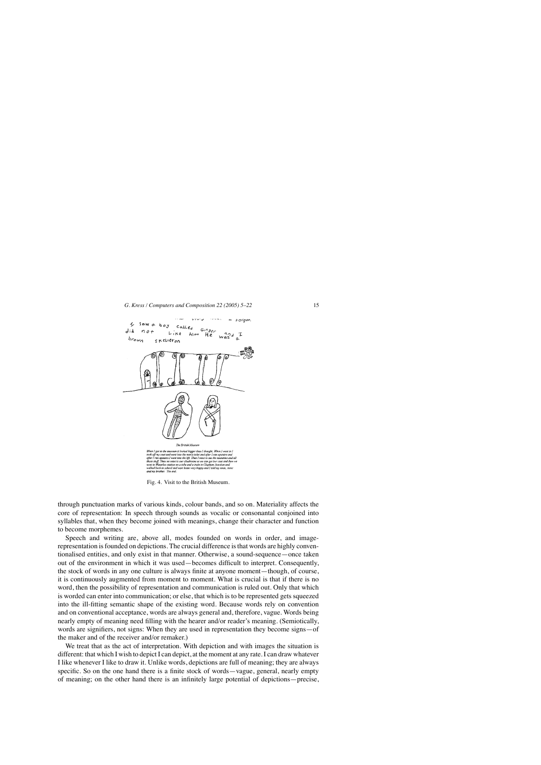Fig. 4. Visit to the British Museum.

through punctuation marks of various kinds, colour bands, and so on. Materiality affects the core of representation: In speech through sounds as vocalic or consonantal conjoined into syllables that, when they become joined with meanings, change their character and function to become morphemes.

Speech and writing are, above all, modes founded on words in order, and image-representation is founded on depictions. The crucial difference is that words are highly conventionalised entities, and only exist in that manner. Otherwise, a sound-sequence—once taken out of the environment in which it was used—becomes difficult to interpret. Consequently, the stock of words in any one culture is always finite at anyone moment—though, of course, it is continuously augmented from moment to moment. What is crucial is that if there is no word, then the possibility of representation and communication is ruled out. Only that which is worded can enter into communication; or else, that which is to be represented gets squeezed into the ill-fitting semantic shape of the existing word. Because words rely on convention and on conventional acceptance, words are always general and, therefore, vague. Words being nearly empty of meaning need filling with the hearer and/or reader's meaning. (Semiotically, words are signifiers, not signs: When they are used in representation they become signs—of the maker and of the receiver and/or remaker.)

We treat that as the act of interpretation. With depiction and with images the situation is different: that which I wish to depict I can depict, at the moment at any rate. I can draw whatever I like whenever I like to draw it. Unlike words, depictions are full of meaning; they are always specific. So on the one hand there is a finite stock of words—vague, general, nearly empty of meaning; on the other hand there is an infinitely large potential of depictions—precise,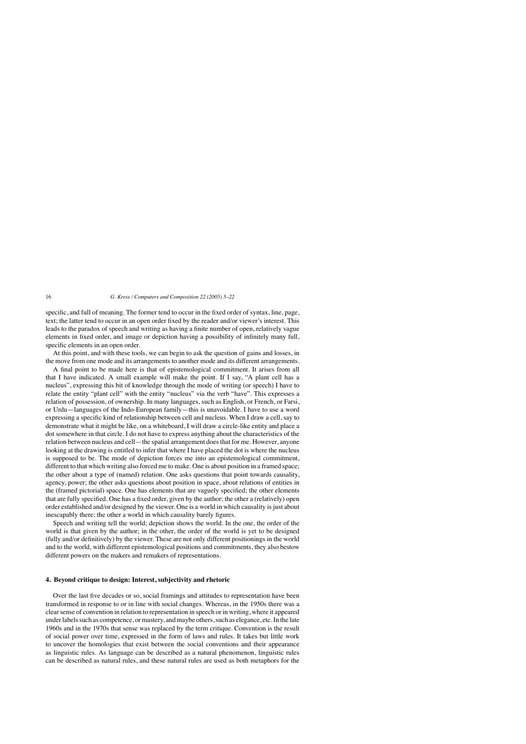specific, and full of meaning. The former tend to occur in the fixed order of syntax, line, page, text; the latter tend to occur in an open order fixed by the reader and/or viewer's interest. This leads to the paradox of speech and writing as having a finite number of open, relatively vague elements in fixed order, and image or depiction having a possibility of infinitely many full, specific elements in an open order.

At this point, and with these tools, we can begin to ask the question of gains and losses, in the move from one mode and its arrangements to another mode and its different arrangements.

A final point to be made here is that of epistemological commitment. It arises from all that I have indicated. A small example will make the point. If I say, "A plant cell has a nucleus", expressing this bit of knowledge through the mode of writing (or speech) I have to relate the entity "plant cell" with the entity "nucleus" via the verb "have". This expresses a relation of possession, of ownership. In many languages, such as English, or French, or Farsi, or Urdu—languages of the Indo-European family—this is unavoidable. I have to use a word expressing a specific kind of relationship between cell and nucleus. When I draw a cell, say to demonstrate what it might be like, on a whiteboard, I will draw a circle-like entity and place a dot somewhere in that circle. I do not have to express anything about the characteristics of the relation between nucleus and cell—the spatial arrangement does that for me. However, anyone looking at the drawing is entitled to infer that where I have placed the dot is where the nucleus is supposed to be. The mode of depiction forces me into an epistemological commitment, different to that which writing also forced me to make. One is about position in a framed space; the other about a type of (named) relation. One asks questions that point towards causality, agency, power; the other asks questions about position in space, about relations of entities in the (framed pictorial) space. One has elements that are vaguely specified; the other elements that are fully specified. One has a fixed order, given by the author; the other a (relatively) open order established and/or designed by the viewer. One is a world in which causality is just about inescapably there; the other a world in which causality barely figures.

Speech and writing tell the world; depiction shows the world. In the one, the order of the world is that given by the author; in the other, the order of the world is yet to be designed (fully and/or definitively) by the viewer. These are not only different positionings in the world and to the world, with different epistemological positions and commitments, they also bestow different powers on the makers and remakers of representations.

## 4. Beyond critique to design: Interest, subjectivity and rhetoric

Over the last five decades or so, social framings and attitudes to representation have been transformed in response to or in line with social changes. Whereas, in the 1950s there was a clear sense of convention in relation to representation in speech or in writing, where it appeared under labels such as competence, or mastery, and maybe others, such as elegance, etc. In the late 1960s and in the 1970s that sense was replaced by the term critique. Convention is the result of social power over time, expressed in the form of laws and rules. It takes but little work to uncover the homologies that exist between the social conventions and their appearance as linguistic rules. As language can be described as a natural phenomenon, linguistic rules can be described as natural rules, and these natural rules are used as both metaphors for the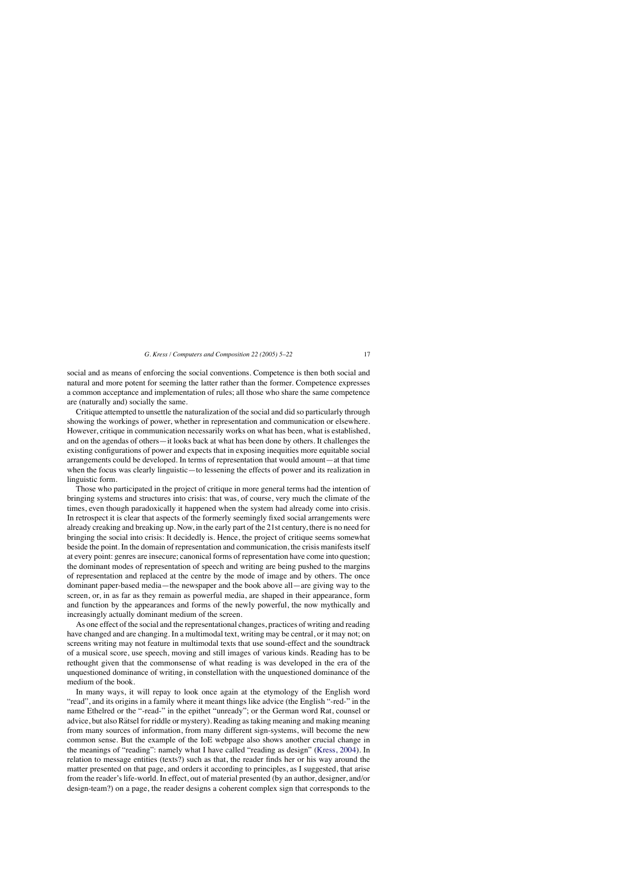social and as means of enforcing the social conventions. Competence is then both social and natural and more potent for seeming the latter rather than the former. Competence expresses a common acceptance and implementation of rules; all those who share the same competence are (naturally and) socially the same.

Critique attempted to unsettle the naturalization of the social and did so particularly through showing the workings of power, whether in representation and communication or elsewhere. However, critique in communication necessarily works on what has been, what is established, and on the agendas of others—it looks back at what has been done by others. It challenges the existing configurations of power and expects that in exposing inequities more equitable social arrangements could be developed. In terms of representation that would amount—at that time when the focus was clearly linguistic—to lessening the effects of power and its realization in linguistic form.

Those who participated in the project of critique in more general terms had the intention of bringing systems and structures into crisis: that was, of course, very much the climate of the times, even though paradoxically it happened when the system had already come into crisis. In retrospect it is clear that aspects of the formerly seemingly fixed social arrangements were already creaking and breaking up. Now, in the early part of the 21st century, there is no need for bringing the social into crisis: It decidedly is. Hence, the project of critique seems somewhat beside the point. In the domain of representation and communication, the crisis manifests itself at every point: genres are insecure; canonical forms of representation have come into question; the dominant modes of representation of speech and writing are being pushed to the margins of representation and replaced at the centre by the mode of image and by others. The once dominant paper-based media—the newspaper and the book above all—are giving way to the screen, or, in as far as they remain as powerful media, are shaped in their appearance, form and function by the appearances and forms of the newly powerful, the now mythically and increasingly actually dominant medium of the screen.

As one effect of the social and the representational changes, practices of writing and reading have changed and are changing. In a multimodal text, writing may be central, or it may not; on screens writing may not feature in multimodal texts that use sound-effect and the soundtrack of a musical score, use speech, moving and still images of various kinds. Reading has to be rethought given that the commonsense of what reading is was developed in the era of the unquestioned dominance of writing, in constellation with the unquestioned dominance of the medium of the book.

In many ways, it will repay to look once again at the etymology of the English word "read", and its origins in a family where it meant things like advice (the English "-red-" in the name Ethelred or the "-read-" in the epithet "unready"; or the German word Rat, counsel or advice, but also Rätsel for riddle or mystery). Reading as taking meaning and making meaning from many sources of information, from many different sign-systems, will become the new common sense. But the example of the IoE webpage also shows another crucial change in the meanings of "reading": namely what I have called "reading as design" (Kress, 2004). In relation to message entities (texts?) such as that, the reader finds her or his way around the matter presented on that page, and orders it according to principles, as I suggested, that arise from the reader's life-world. In effect, out of material presented (by an author, designer, and/or design-team?) on a page, the reader designs a coherent complex sign that corresponds to the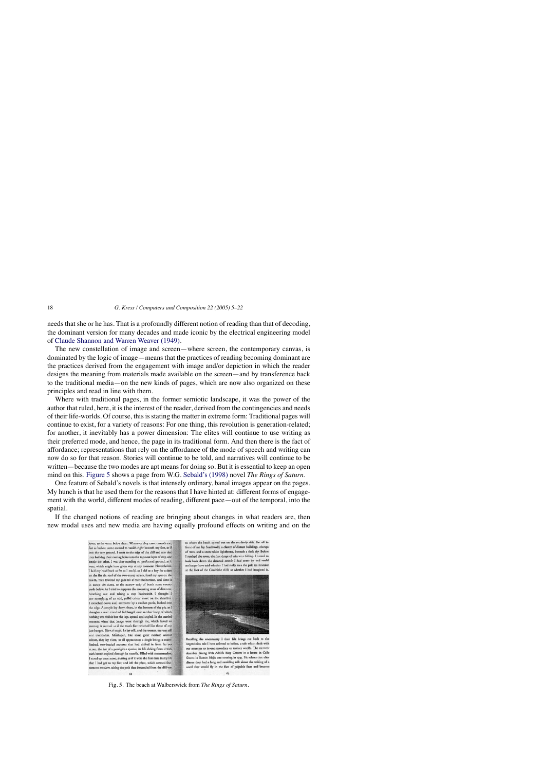needs that she or he has. That is a profoundly different notion of reading than that of decoding, the dominant version for many decades and made iconic by the electrical engineering model of Claude Shannon and Warren Weaver (1949).

The new constellation of image and screen—where screen, the contemporary canvas, is dominated by the logic of image—means that the practices of reading becoming dominant are the practices derived from the engagement with image and/or depiction in which the reader designs the meaning from materials made available on the screen—and by transference back to the traditional media—on the new kinds of pages, which are now also organized on these principles and read in line with them.

Where with traditional pages, in the former semiotic landscape, it was the power of the author that ruled, here, it is the interest of the reader, derived from the contingencies and needs of their life-worlds. Of course, this is stating the matter in extreme form: Traditional pages will continue to exist, for a variety of reasons: For one thing, this revolution is generation-related; for another, it inevitably has a power dimension: The elites will continue to use writing as their preferred mode, and hence, the page in its traditional form. And then there is the fact of affordance; representations that rely on the affordance of the mode of speech and writing can now do so for that reason. Stories will continue to be told, and narratives will continue to be written—because the two modes are apt means for doing so. But it is essential to keep an open mind on this. Figure 5 shows a page from W.G. Sebald's (1998) novel *The Rings of Saturn*.

One feature of Sebald's novels is that intensely ordinary, banal images appear on the pages. My hunch is that he used them for the reasons that I have hinted at: different forms of engagement with the world, different modes of reading, different pace—out of the temporal, into the spatial.

If the changed notions of reading are bringing about changes in what readers are, then new modal uses and new media are having equally profound effects on writing and on the

Fig. 5. The beach at Walberswick from *The Rings of Saturn*.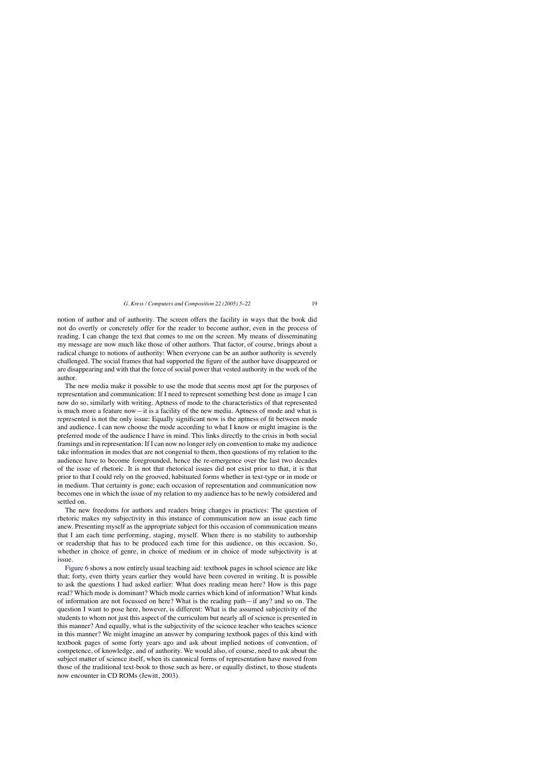notion of author and of authority. The screen offers the facility in ways that the book did not do overtly or concretely offer for the reader to become author, even in the process of reading. I can change the text that comes to me on the screen. My means of disseminating my message are now much like those of other authors. That factor, of course, brings about a radical change to notions of authority: When everyone can be an author authority is severely challenged. The social frames that had supported the figure of the author have disappeared or are disappearing and with that the force of social power that vested authority in the work of the author.

The new media make it possible to use the mode that seems most apt for the purposes of representation and communication: If I need to represent something best done as image I can now do so, similarly with writing. Aptness of mode to the characteristics of that represented is much more a feature now—it is a facility of the new media. Aptness of mode and what is represented is not the only issue: Equally significant now is the aptness of fit between mode and audience. I can now choose the mode according to what I know or might imagine is the preferred mode of the audience I have in mind. This links directly to the crisis in both social framings and in representation: If I can now no longer rely on convention to make my audience take information in modes that are not congenial to them, then questions of my relation to the audience have to become foregrounded, hence the re-emergence over the last two decades of the issue of rhetoric. It is not that rhetorical issues did not exist prior to that, it is that prior to that I could rely on the grooved, habituated forms whether in text-type or in mode or in medium. That certainty is gone; each occasion of representation and communication now becomes one in which the issue of my relation to my audience has to be newly considered and settled on.

The new freedoms for authors and readers bring changes in practices: The question of rhetoric makes my subjectivity in this instance of communication now an issue each time anew. Presenting myself as the appropriate subject for this occasion of communication means that I am each time performing, staging, myself. When there is no stability to authorship or readership that has to be produced each time for this audience, on this occasion. So, whether in choice of genre, in choice of medium or in choice of mode subjectivity is at issue.

Figure 6 shows a now entirely usual teaching aid: textbook pages in school science are like that; forty, even thirty years earlier they would have been covered in writing. It is possible to ask the questions I had asked earlier: What does reading mean here? How is this page read? Which mode is dominant? Which mode carries which kind of information? What kinds of information are not focussed on here? What is the reading path—if any? and so on. The question I want to pose here, however, is different: What is the assumed subjectivity of the students to whom not just this aspect of the curriculum but nearly all of science is presented in this manner? And equally, what is the subjectivity of the science teacher who teaches science in this manner? We might imagine an answer by comparing textbook pages of this kind with textbook pages of some forty years ago and ask about implied notions of convention, of competence, of knowledge, and of authority. We would also, of course, need to ask about the subject matter of science itself, when its canonical forms of representation have moved from those of the traditional text-book to those such as here, or equally distinct, to those students now encounter in CD ROMs (Jewitt, 2003).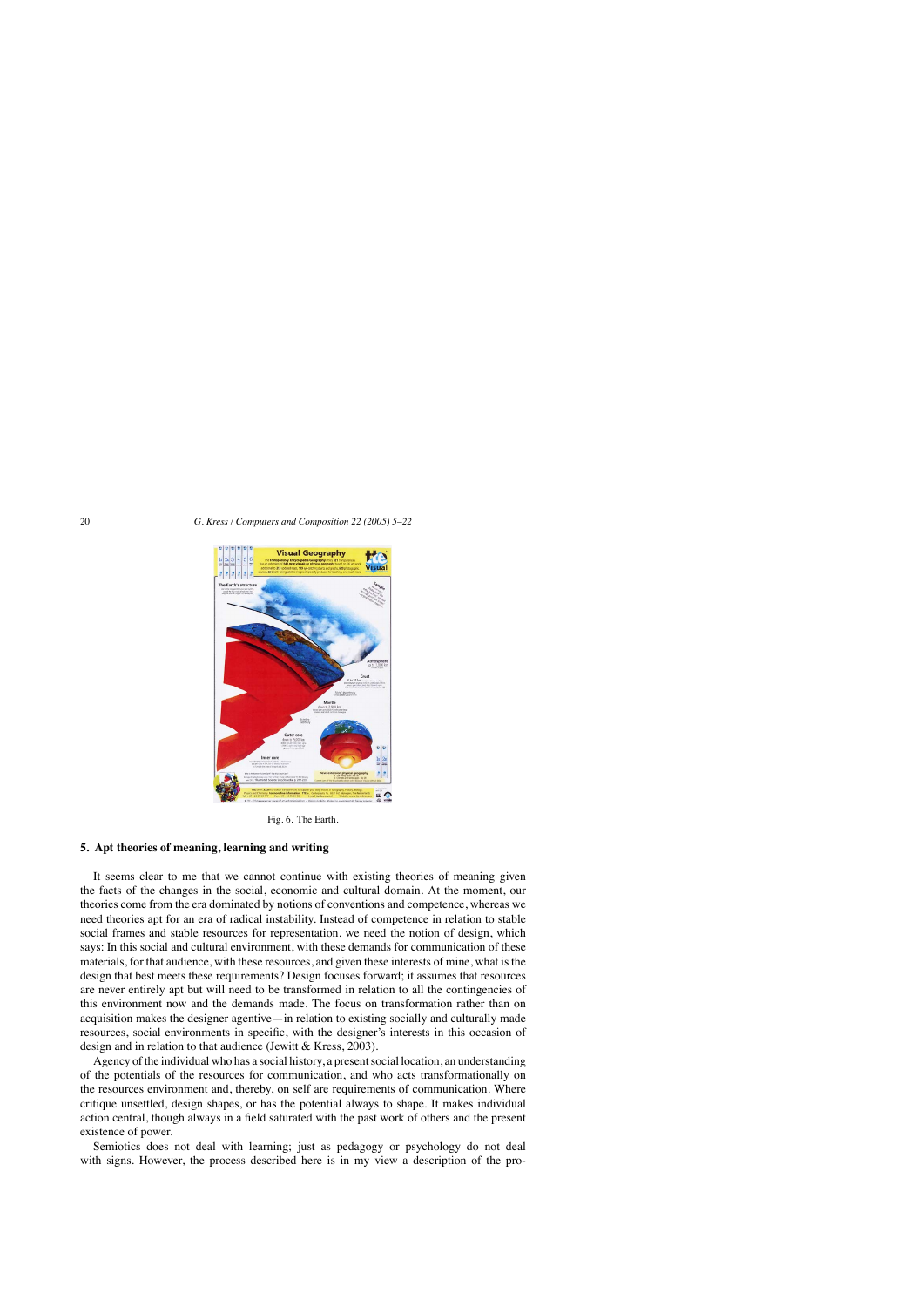Fig. 6. The Earth.

## 5. Apt theories of meaning, learning and writing

It seems clear to me that we cannot continue with existing theories of meaning given the facts of the changes in the social, economic and cultural domain. At the moment, our theories come from the era dominated by notions of conventions and competence, whereas we need theories apt for an era of radical instability. Instead of competence in relation to stable social frames and stable resources for representation, we need the notion of design, which says: In this social and cultural environment, with these demands for communication of these materials, for that audience, with these resources, and given these interests of mine, what is the design that best meets these requirements? Design focuses forward; it assumes that resources are never entirely apt but will need to be transformed in relation to all the contingencies of this environment now and the demands made. The focus on transformation rather than on acquisition makes the designer agentive—in relation to existing socially and culturally made resources, social environments in specific, with the designer's interests in this occasion of design and in relation to that audience (Jewitt & Kress, 2003).

Agency of the individual who has a social history, a present social location, an understanding of the potentials of the resources for communication, and who acts transformationally on the resources environment and, thereby, on self are requirements of communication. Where critique unsettled, design shapes, or has the potential always to shape. It makes individual action central, though always in a field saturated with the past work of others and the present existence of power.

Semiotics does not deal with learning; just as pedagogy or psychology do not deal with signs. However, the process described here is in my view a description of the pro-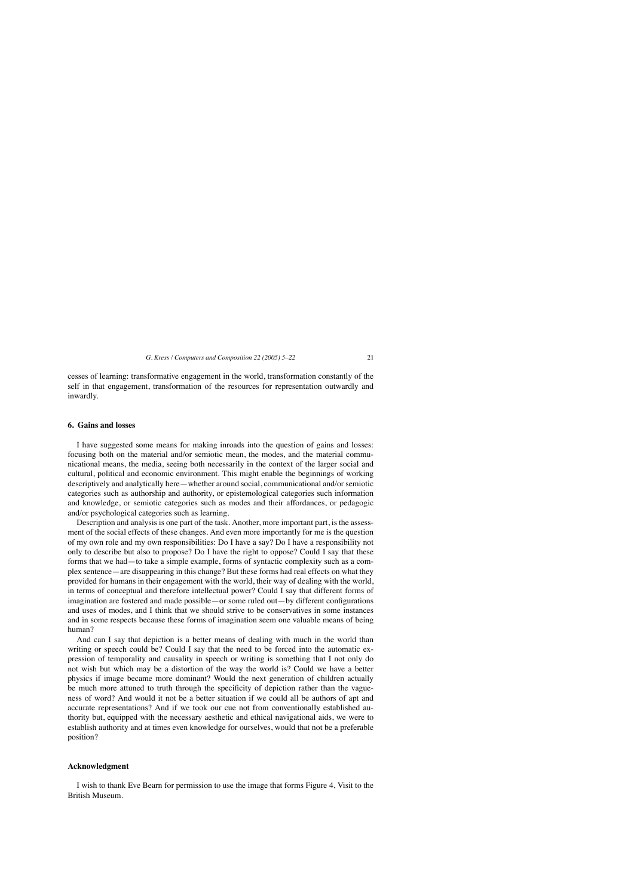cesses of learning: transformative engagement in the world, transformation constantly of the self in that engagement, transformation of the resources for representation outwardly and inwardly.

## 6. Gains and losses

I have suggested some means for making inroads into the question of gains and losses: focusing both on the material and/or semiotic mean, the modes, and the material communicational means, the media, seeing both necessarily in the context of the larger social and cultural, political and economic environment. This might enable the beginnings of working descriptively and analytically here—whether around social, communicational and/or semiotic categories such as authorship and authority, or epistemological categories such information and knowledge, or semiotic categories such as modes and their affordances, or pedagogic and/or psychological categories such as learning.

Description and analysis is one part of the task. Another, more important part, is the assessment of the social effects of these changes. And even more importantly for me is the question of my own role and my own responsibilities: Do I have a say? Do I have a responsibility not only to describe but also to propose? Do I have the right to oppose? Could I say that these forms that we had—to take a simple example, forms of syntactic complexity such as a complex sentence—are disappearing in this change? But these forms had real effects on what they provided for humans in their engagement with the world, their way of dealing with the world, in terms of conceptual and therefore intellectual power? Could I say that different forms of imagination are fostered and made possible—or some ruled out—by different configurations and uses of modes, and I think that we should strive to be conservatives in some instances and in some respects because these forms of imagination seem one valuable means of being human?

And can I say that depiction is a better means of dealing with much in the world than writing or speech could be? Could I say that the need to be forced into the automatic expression of temporality and causality in speech or writing is something that I not only do not wish but which may be a distortion of the way the world is? Could we have a better physics if image became more dominant? Would the next generation of children actually be much more attuned to truth through the specificity of depiction rather than the vagueness of word? And would it not be a better situation if we could all be authors of apt and accurate representations? And if we took our cue not from conventionally established authority but, equipped with the necessary aesthetic and ethical navigational aids, we were to establish authority and at times even knowledge for ourselves, would that not be a preferable position?

## Acknowledgment

I wish to thank Eve Bearn for permission to use the image that forms Figure 4, Visit to the British Museum.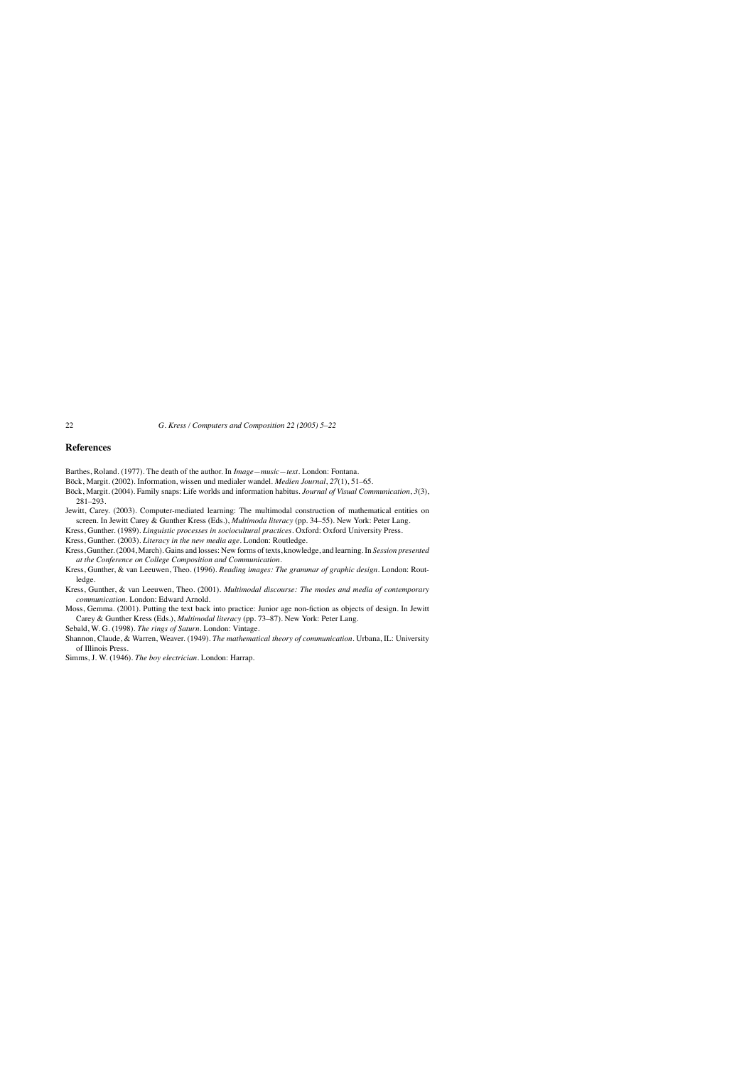## References

Barthes, Roland. (1977). The death of the author. In *Image—music—text*. London: Fontana.

Böck, Margit. (2002). Information, wissen und medialer wandel. *Medien Journal*, *27*(1), 51–65.

Böck, Margit. (2004). Family snaps: Life worlds and information habitus. *Journal of Visual Communication*, *3*(3), 281–293.

Jewitt, Carey. (2003). Computer-mediated learning: The multimodal construction of mathematical entities on screen. In Jewitt Carey & Gunther Kress (Eds.), *Multimoda literacy* (pp. 34–55). New York: Peter Lang.

Kress, Gunther. (1989). *Linguistic processes in sociocultural practices*. Oxford: Oxford University Press.

Kress, Gunther. (2003). *Literacy in the new media age*. London: Routledge.

Kress, Gunther. (2004, March). Gains and losses: New forms of texts, knowledge, and learning. In *Session presented at the Conference on College Composition and Communication*.

Kress, Gunther, & van Leeuwen, Theo. (1996). *Reading images: The grammar of graphic design*. London: Routledge.

Kress, Gunther, & van Leeuwen, Theo. (2001). *Multimodal discourse: The modes and media of contemporary communication*. London: Edward Arnold.

Moss, Gemma. (2001). Putting the text back into practice: Junior age non-fiction as objects of design. In Jewitt Carey & Gunther Kress (Eds.), *Multimodal literacy* (pp. 73–87). New York: Peter Lang.

Sebald, W. G. (1998). *The rings of Saturn*. London: Vintage.

Shannon, Claude, & Warren, Weaver. (1949). *The mathematical theory of communication*. Urbana, IL: University of Illinois Press.

Simms, J. W. (1946). *The boy electrician*. London: Harrap.